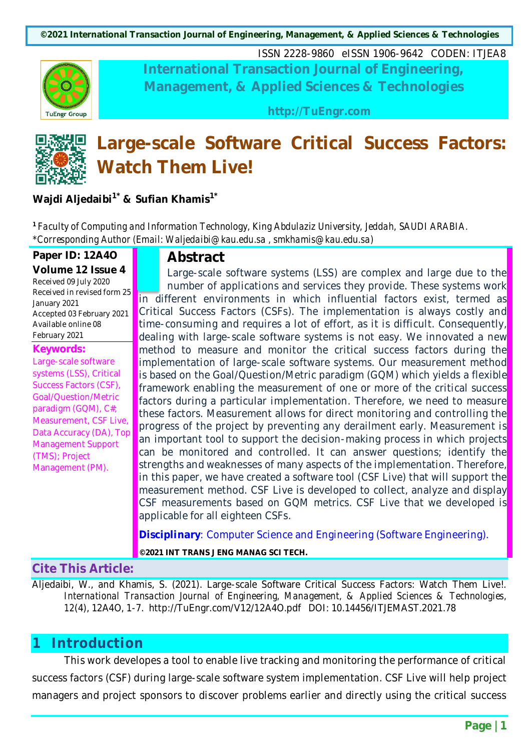# Large-scale Software Critical Success Factors: Watch Them Live!

**Wajdi Aljedaibi[1*] & Sufian Khamis[1*]**

[1] *Faculty of Computing and Information Technology, King Abdulaziz University, Jeddah, SAUDI ARABIA.*
*Corresponding Author (Email: Waljedaibi@kau.edu.sa , smkhamis@kau.edu.sa)*

**Paper ID: 12A4O**
**Volume 12 Issue 4**
Received 09 July 2020
Received in revised form 25 January 2021
Accepted 03 February 2021
Available online 08 February 2021

**Keywords:**
Large-scale software systems (LSS), Critical Success Factors (CSF), Goal/Question/Metric paradigm (GQM), C#, Measurement, CSF Live, Data Accuracy (DA), Top Management Support (TMS); Project Management (PM).

## Abstract

Large-scale software systems (LSS) are complex and large due to the number of applications and services they provide. These systems work in different environments in which influential factors exist, termed as Critical Success Factors (CSFs). The implementation is always costly and time-consuming and requires a lot of effort, as it is difficult. Consequently, dealing with large-scale software systems is not easy. We innovated a new method to measure and monitor the critical success factors during the implementation of large-scale software systems. Our measurement method is based on the Goal/Question/Metric paradigm (GQM) which yields a flexible framework enabling the measurement of one or more of the critical success factors during a particular implementation. Therefore, we need to measure these factors. Measurement allows for direct monitoring and controlling the progress of the project by preventing any derailment early. Measurement is an important tool to support the decision-making process in which projects can be monitored and controlled. It can answer questions; identify the strengths and weaknesses of many aspects of the implementation. Therefore, in this paper, we have created a software tool (CSF Live) that will support the measurement method. CSF Live is developed to collect, analyze and display CSF measurements based on GQM metrics. CSF Live that we developed is applicable for all eighteen CSFs.

**Disciplinary**: Computer Science and Engineering (Software Engineering).

**©2021 INT TRANS J ENG MANAG SCI TECH.**

## Cite This Article:

Aljedaibi, W., and Khamis, S. (2021). Large-scale Software Critical Success Factors: Watch Them Live!. *International Transaction Journal of Engineering, Management, & Applied Sciences & Technologies*, 12(4), 12A4O, 1-7. http://TuEngr.com/V12/12A4O.pdf DOI: 10.14456/ITJEMAST.2021.78

## 1 Introduction

This work developes a tool to enable live tracking and monitoring the performance of critical success factors (CSF) during large-scale software system implementation. CSF Live will help project managers and project sponsors to discover problems earlier and directly using the critical success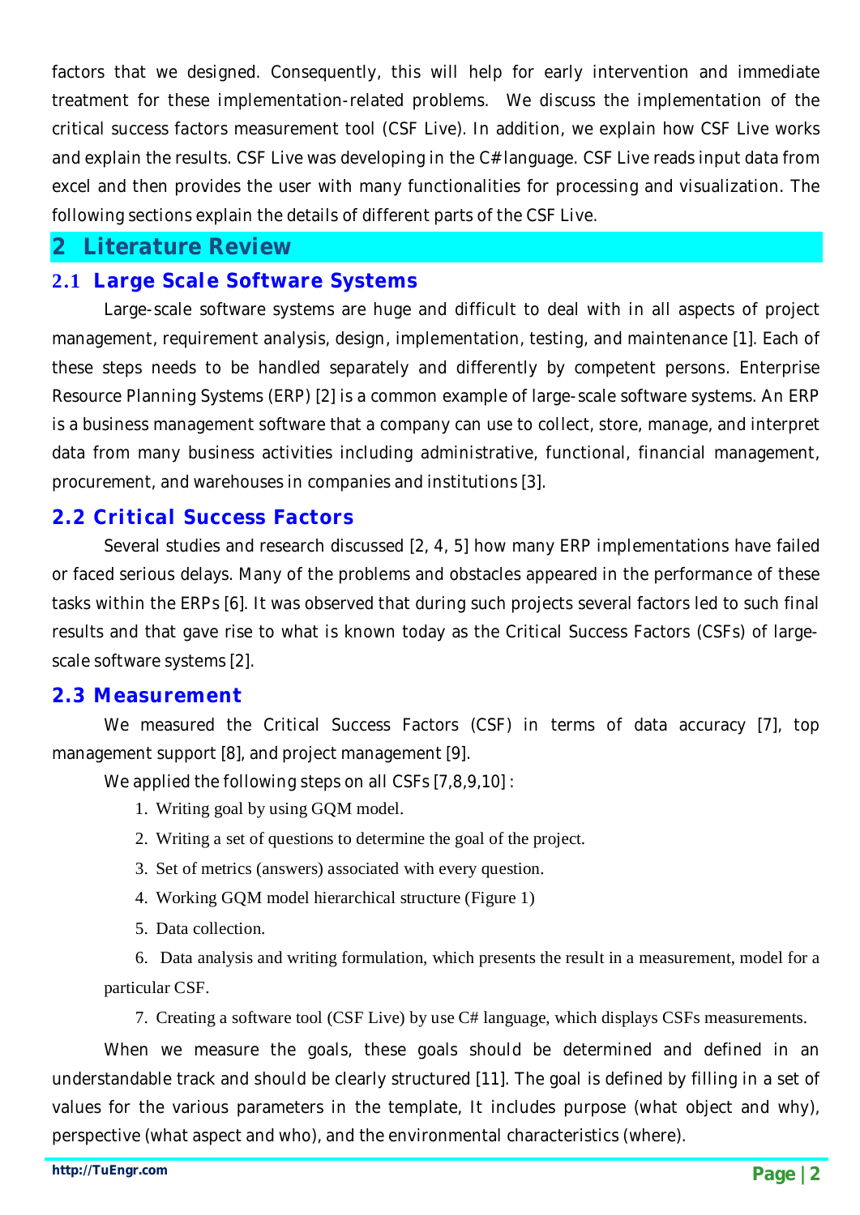factors that we designed. Consequently, this will help for early intervention and immediate treatment for these implementation-related problems. We discuss the implementation of the critical success factors measurement tool (CSF Live). In addition, we explain how CSF Live works and explain the results. CSF Live was developing in the C# language. CSF Live reads input data from excel and then provides the user with many functionalities for processing and visualization. The following sections explain the details of different parts of the CSF Live.

## 2 Literature Review

### 2.1 Large Scale Software Systems

Large-scale software systems are huge and difficult to deal with in all aspects of project management, requirement analysis, design, implementation, testing, and maintenance [1]. Each of these steps needs to be handled separately and differently by competent persons. Enterprise Resource Planning Systems (ERP) [2] is a common example of large-scale software systems. An ERP is a business management software that a company can use to collect, store, manage, and interpret data from many business activities including administrative, functional, financial management, procurement, and warehouses in companies and institutions [3].

### 2.2 Critical Success Factors

Several studies and research discussed [2, 4, 5] how many ERP implementations have failed or faced serious delays. Many of the problems and obstacles appeared in the performance of these tasks within the ERPs [6]. It was observed that during such projects several factors led to such final results and that gave rise to what is known today as the Critical Success Factors (CSFs) of large-scale software systems [2].

### 2.3 Measurement

We measured the Critical Success Factors (CSF) in terms of data accuracy [7], top management support [8], and project management [9].

We applied the following steps on all CSFs [7,8,9,10] :

1. Writing goal by using GQM model.
2. Writing a set of questions to determine the goal of the project.
3. Set of metrics (answers) associated with every question.
4. Working GQM model hierarchical structure (Figure 1)
5. Data collection.
6. Data analysis and writing formulation, which presents the result in a measurement, model for a particular CSF.
7. Creating a software tool (CSF Live) by use C# language, which displays CSFs measurements.

When we measure the goals, these goals should be determined and defined in an understandable track and should be clearly structured [11]. The goal is defined by filling in a set of values for the various parameters in the template, It includes purpose (what object and why), perspective (what aspect and who), and the environmental characteristics (where).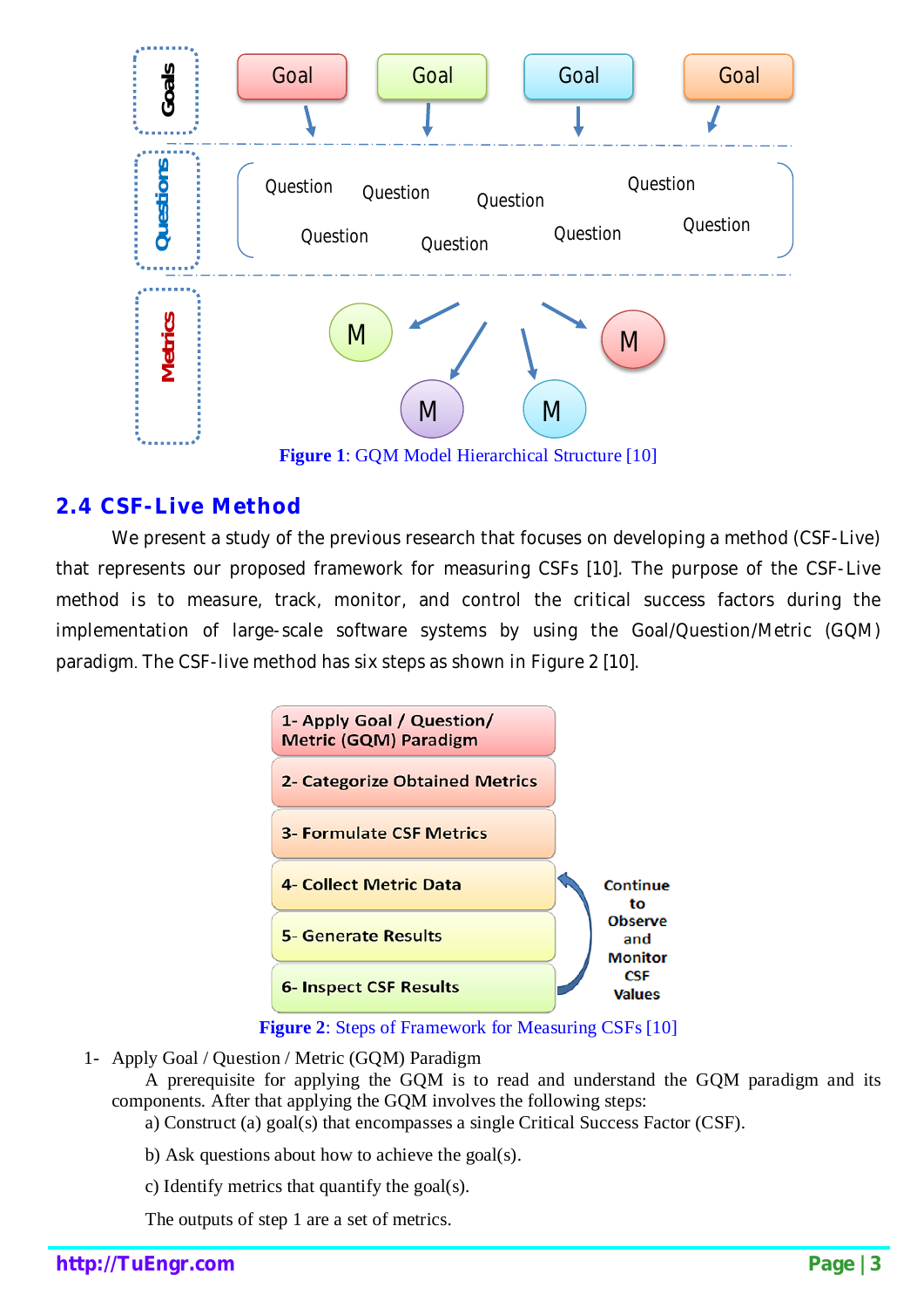Figure 1: GQM Model Hierarchical Structure [10]

## 2.4 CSF-Live Method

We present a study of the previous research that focuses on developing a method (CSF-Live) that represents our proposed framework for measuring CSFs [10]. The purpose of the CSF-Live method is to measure, track, monitor, and control the critical success factors during the implementation of large-scale software systems by using the Goal/Question/Metric (GQM) paradigm. The CSF-live method has six steps as shown in Figure 2 [10].

Figure 2: Steps of Framework for Measuring CSFs [10]

1- Apply Goal / Question / Metric (GQM) Paradigm

A prerequisite for applying the GQM is to read and understand the GQM paradigm and its components. After that applying the GQM involves the following steps:

a) Construct (a) goal(s) that encompasses a single Critical Success Factor (CSF).

b) Ask questions about how to achieve the goal(s).

c) Identify metrics that quantify the goal(s).

The outputs of step 1 are a set of metrics.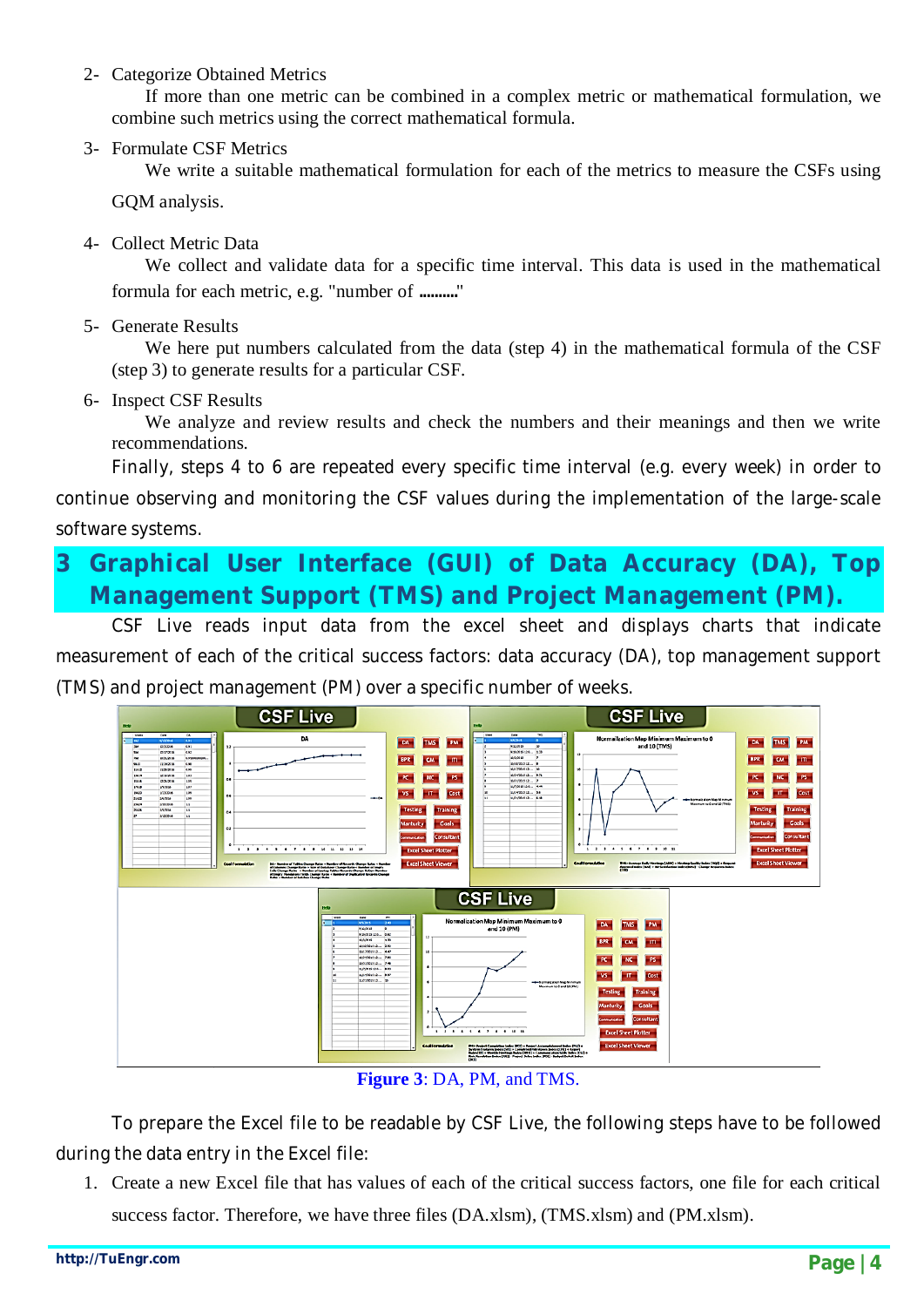2- Categorize Obtained Metrics

If more than one metric can be combined in a complex metric or mathematical formulation, we combine such metrics using the correct mathematical formula.

3- Formulate CSF Metrics

We write a suitable mathematical formulation for each of the metrics to measure the CSFs using GQM analysis.

4- Collect Metric Data

We collect and validate data for a specific time interval. This data is used in the mathematical formula for each metric, e.g. "number of .........."

5- Generate Results

We here put numbers calculated from the data (step 4) in the mathematical formula of the CSF (step 3) to generate results for a particular CSF.

6- Inspect CSF Results

We analyze and review results and check the numbers and their meanings and then we write recommendations.

Finally, steps 4 to 6 are repeated every specific time interval (e.g. every week) in order to continue observing and monitoring the CSF values during the implementation of the large-scale software systems.

# 3 Graphical User Interface (GUI) of Data Accuracy (DA), Top Management Support (TMS) and Project Management (PM).

CSF Live reads input data from the excel sheet and displays charts that indicate measurement of each of the critical success factors: data accuracy (DA), top management support (TMS) and project management (PM) over a specific number of weeks.

**Figure 3**: DA, PM, and TMS.

To prepare the Excel file to be readable by CSF Live, the following steps have to be followed during the data entry in the Excel file:

1. Create a new Excel file that has values of each of the critical success factors, one file for each critical success factor. Therefore, we have three files (DA.xlsm), (TMS.xlsm) and (PM.xlsm).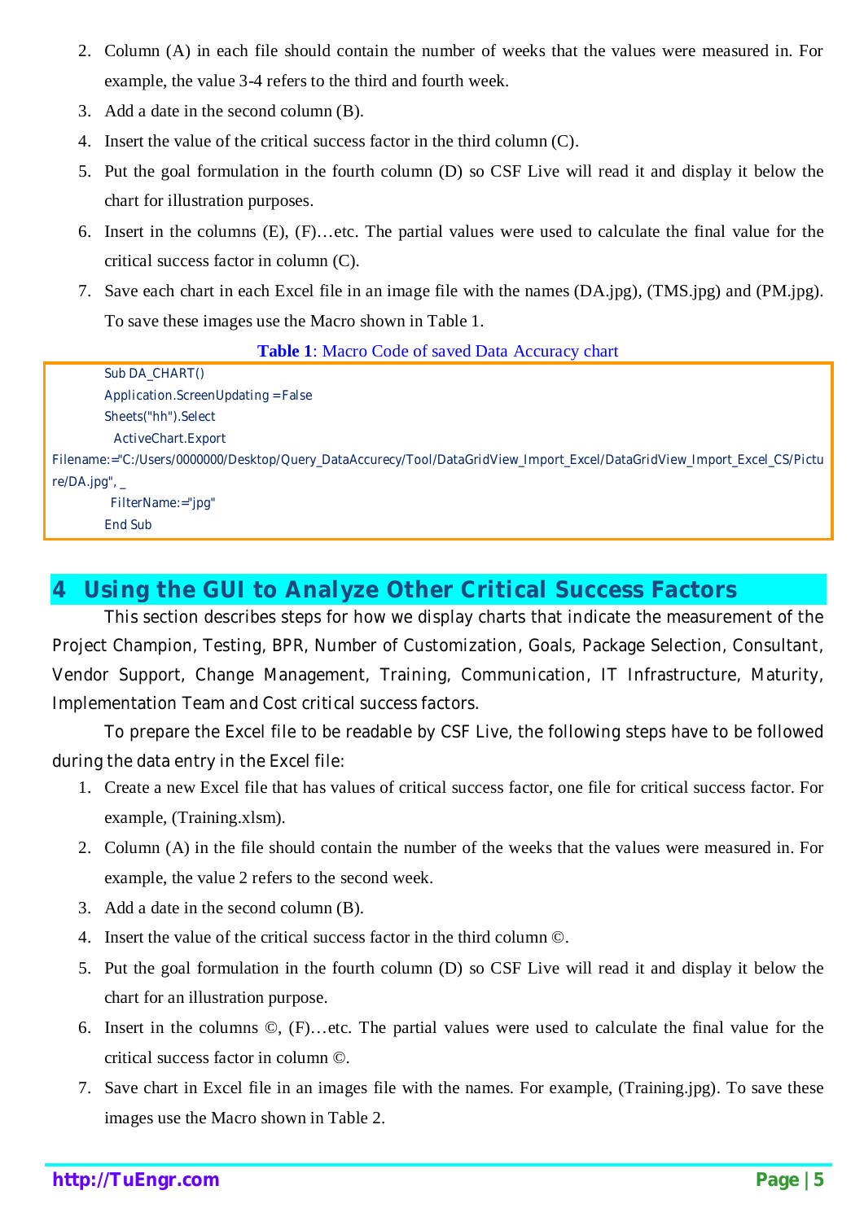2. Column (A) in each file should contain the number of weeks that the values were measured in. For example, the value 3-4 refers to the third and fourth week.
3. Add a date in the second column (B).
4. Insert the value of the critical success factor in the third column (C).
5. Put the goal formulation in the fourth column (D) so CSF Live will read it and display it below the chart for illustration purposes.
6. Insert in the columns (E), (F)…etc. The partial values were used to calculate the final value for the critical success factor in column (C).
7. Save each chart in each Excel file in an image file with the names (DA.jpg), (TMS.jpg) and (PM.jpg). To save these images use the Macro shown in Table 1.

**Table 1**: Macro Code of saved Data Accuracy chart

```
Sub DA_CHART()
Application.ScreenUpdating = False
Sheets("hh").Select
  ActiveChart.Export
Filename:="C:/Users/0000000/Desktop/Query_DataAccurecy/Tool/DataGridView_Import_Excel/DataGridView_Import_Excel_CS/Picture/DA.jpg", _
  FilterName:="jpg"
End Sub
```

# 4 Using the GUI to Analyze Other Critical Success Factors

This section describes steps for how we display charts that indicate the measurement of the Project Champion, Testing, BPR, Number of Customization, Goals, Package Selection, Consultant, Vendor Support, Change Management, Training, Communication, IT Infrastructure, Maturity, Implementation Team and Cost critical success factors.

To prepare the Excel file to be readable by CSF Live, the following steps have to be followed during the data entry in the Excel file:

1. Create a new Excel file that has values of critical success factor, one file for critical success factor. For example, (Training.xlsm).
2. Column (A) in the file should contain the number of the weeks that the values were measured in. For example, the value 2 refers to the second week.
3. Add a date in the second column (B).
4. Insert the value of the critical success factor in the third column ©.
5. Put the goal formulation in the fourth column (D) so CSF Live will read it and display it below the chart for an illustration purpose.
6. Insert in the columns ©, (F)…etc. The partial values were used to calculate the final value for the critical success factor in column ©.
7. Save chart in Excel file in an images file with the names. For example, (Training.jpg). To save these images use the Macro shown in Table 2.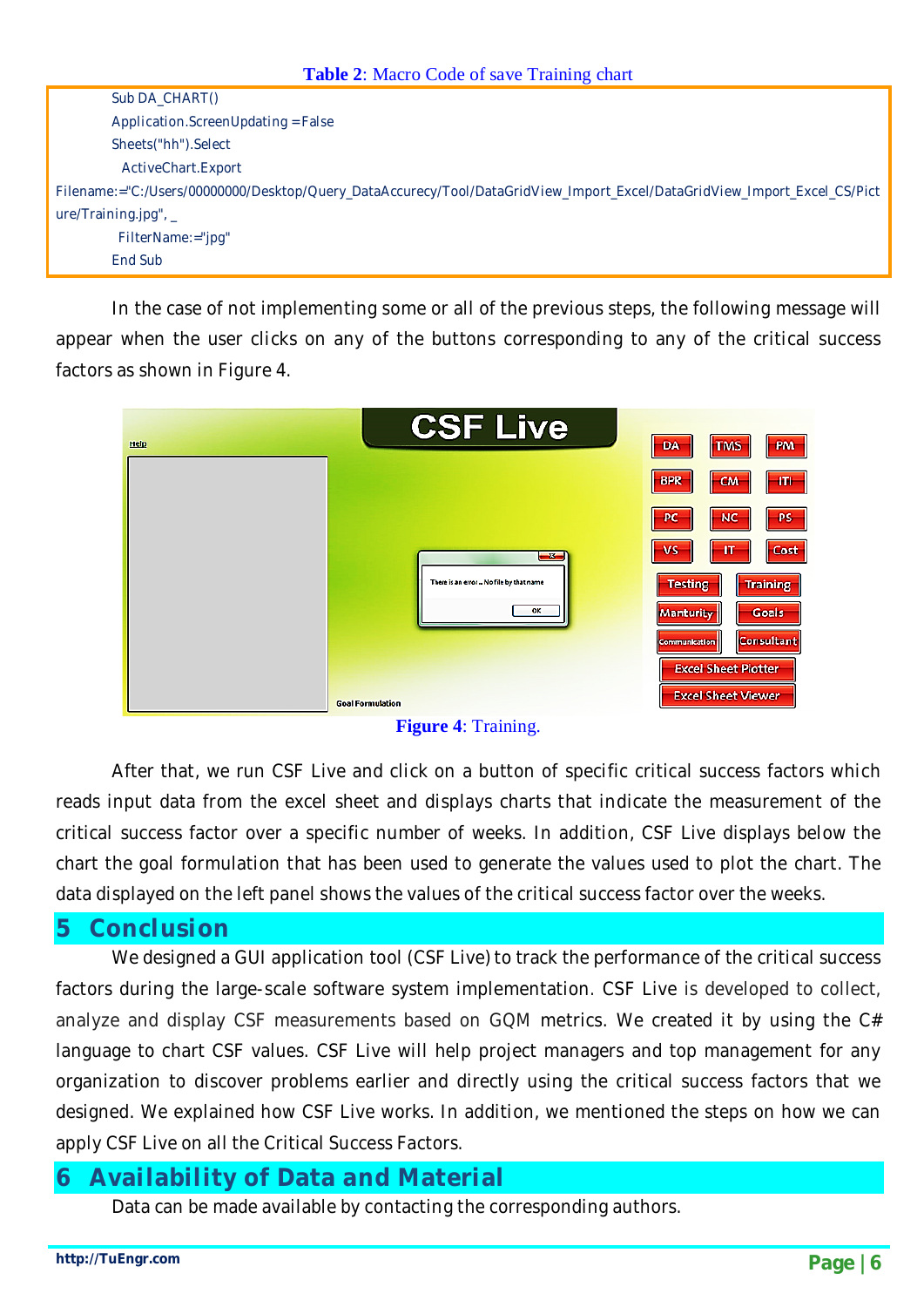**Table 2**: Macro Code of save Training chart

```
Sub DA_CHART()
Application.ScreenUpdating = False
Sheets("hh").Select
  ActiveChart.Export
Filename:="C:/Users/00000000/Desktop/Query_DataAccurecy/Tool/DataGridView_Import_Excel/DataGridView_Import_Excel_CS/Picture/Training.jpg", _
  FilterName:="jpg"
End Sub
```

In the case of not implementing some or all of the previous steps, the following message will appear when the user clicks on any of the buttons corresponding to any of the critical success factors as shown in Figure 4.

**Figure 4**: Training.

After that, we run CSF Live and click on a button of specific critical success factors which reads input data from the excel sheet and displays charts that indicate the measurement of the critical success factor over a specific number of weeks. In addition, CSF Live displays below the chart the goal formulation that has been used to generate the values used to plot the chart. The data displayed on the left panel shows the values of the critical success factor over the weeks.

# 5 Conclusion

We designed a GUI application tool (CSF Live) to track the performance of the critical success factors during the large-scale software system implementation. CSF Live is developed to collect, analyze and display CSF measurements based on GQM metrics. We created it by using the C# language to chart CSF values. CSF Live will help project managers and top management for any organization to discover problems earlier and directly using the critical success factors that we designed. We explained how CSF Live works. In addition, we mentioned the steps on how we can apply CSF Live on all the Critical Success Factors.

# 6 Availability of Data and Material

Data can be made available by contacting the corresponding authors.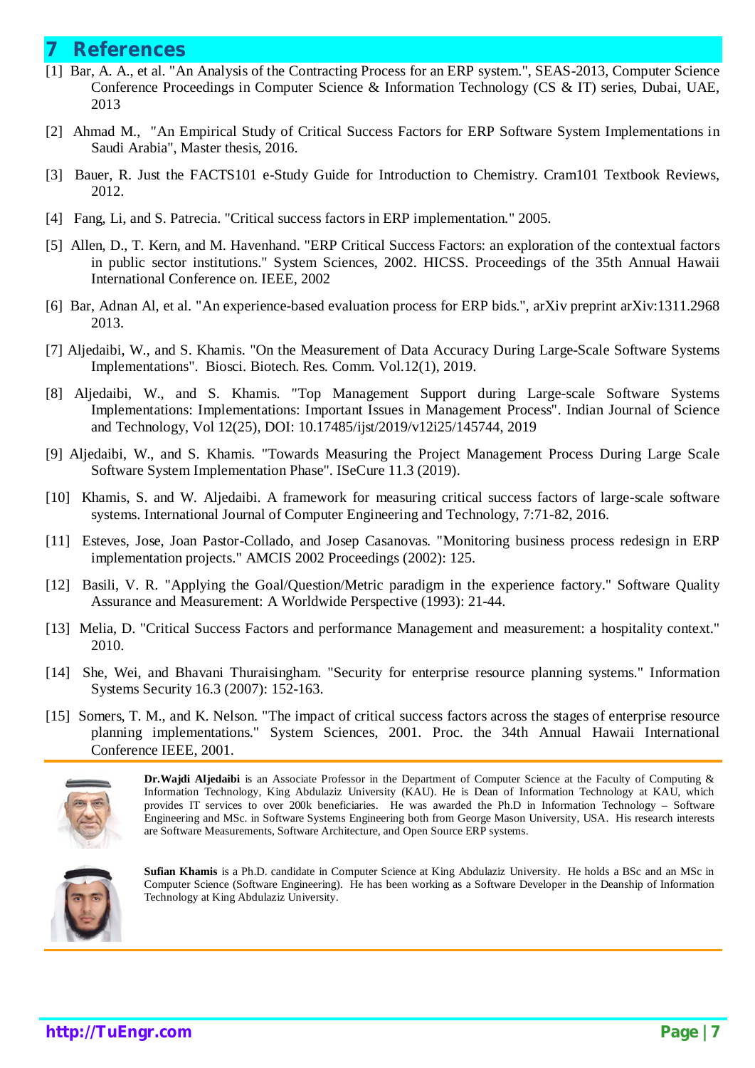# 7 References

[1] Bar, A. A., et al. "An Analysis of the Contracting Process for an ERP system.", SEAS-2013, Computer Science Conference Proceedings in Computer Science & Information Technology (CS & IT) series, Dubai, UAE, 2013

[2] Ahmad M., "An Empirical Study of Critical Success Factors for ERP Software System Implementations in Saudi Arabia", Master thesis, 2016.

[3] Bauer, R. Just the FACTS101 e-Study Guide for Introduction to Chemistry. Cram101 Textbook Reviews, 2012.

[4] Fang, Li, and S. Patrecia. "Critical success factors in ERP implementation." 2005.

[5] Allen, D., T. Kern, and M. Havenhand. "ERP Critical Success Factors: an exploration of the contextual factors in public sector institutions." System Sciences, 2002. HICSS. Proceedings of the 35th Annual Hawaii International Conference on. IEEE, 2002

[6] Bar, Adnan Al, et al. "An experience-based evaluation process for ERP bids.", arXiv preprint arXiv:1311.2968 2013.

[7] Aljedaibi, W., and S. Khamis. "On the Measurement of Data Accuracy During Large-Scale Software Systems Implementations". Biosci. Biotech. Res. Comm. Vol.12(1), 2019.

[8] Aljedaibi, W., and S. Khamis. "Top Management Support during Large-scale Software Systems Implementations: Implementations: Important Issues in Management Process". Indian Journal of Science and Technology, Vol 12(25), DOI: 10.17485/ijst/2019/v12i25/145744, 2019

[9] Aljedaibi, W., and S. Khamis. "Towards Measuring the Project Management Process During Large Scale Software System Implementation Phase". ISeCure 11.3 (2019).

[10] Khamis, S. and W. Aljedaibi. A framework for measuring critical success factors of large-scale software systems. International Journal of Computer Engineering and Technology, 7:71-82, 2016.

[11] Esteves, Jose, Joan Pastor-Collado, and Josep Casanovas. "Monitoring business process redesign in ERP implementation projects." AMCIS 2002 Proceedings (2002): 125.

[12] Basili, V. R. "Applying the Goal/Question/Metric paradigm in the experience factory." Software Quality Assurance and Measurement: A Worldwide Perspective (1993): 21-44.

[13] Melia, D. "Critical Success Factors and performance Management and measurement: a hospitality context." 2010.

[14] She, Wei, and Bhavani Thuraisingham. "Security for enterprise resource planning systems." Information Systems Security 16.3 (2007): 152-163.

[15] Somers, T. M., and K. Nelson. "The impact of critical success factors across the stages of enterprise resource planning implementations." System Sciences, 2001. Proc. the 34th Annual Hawaii International Conference IEEE, 2001.

---

**Dr.Wajdi Aljedaibi** is an Associate Professor in the Department of Computer Science at the Faculty of Computing & Information Technology, King Abdulaziz University (KAU). He is Dean of Information Technology at KAU, which provides IT services to over 200k beneficiaries. He was awarded the Ph.D in Information Technology – Software Engineering and MSc. in Software Systems Engineering both from George Mason University, USA. His research interests are Software Measurements, Software Architecture, and Open Source ERP systems.

**Sufian Khamis** is a Ph.D. candidate in Computer Science at King Abdulaziz University. He holds a BSc and an MSc in Computer Science (Software Engineering). He has been working as a Software Developer in the Deanship of Information Technology at King Abdulaziz University.